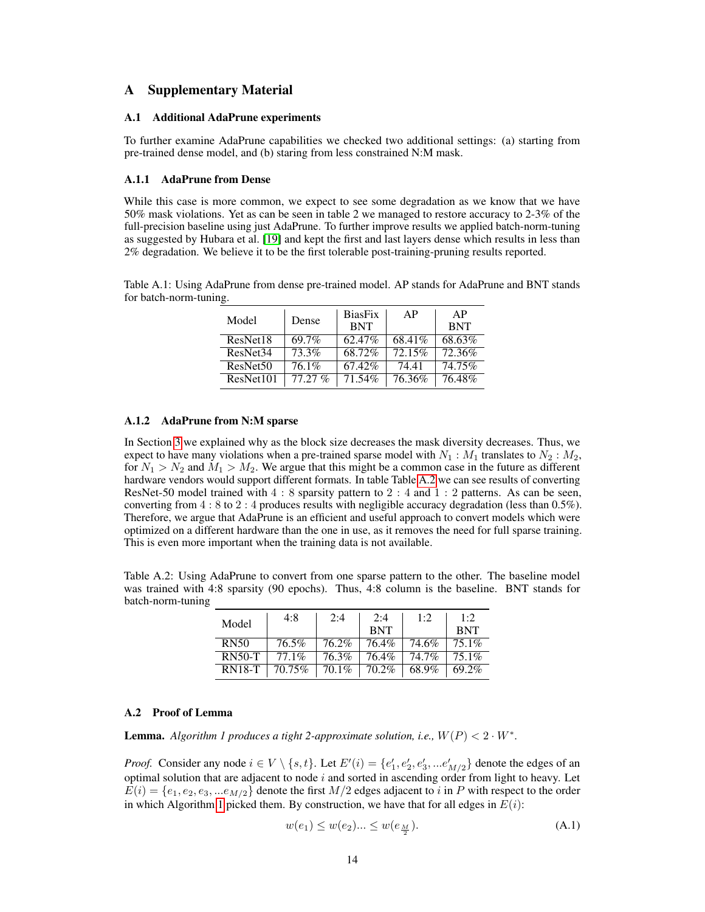# A Supplementary Material

## A.1 Additional AdaPrune experiments

To further examine AdaPrune capabilities we checked two additional settings: (a) starting from pre-trained dense model, and (b) staring from less constrained N:M mask.

### A.1.1 AdaPrune from Dense

While this case is more common, we expect to see some degradation as we know that we have 50% mask violations. Yet as can be seen in table 2 we managed to restore accuracy to 2-3% of the full-precision baseline using just AdaPrune. To further improve results we applied batch-norm-tuning as suggested by Hubara et al. [19] and kept the first and last layers dense which results in less than 2% degradation. We believe it to be the first tolerable post-training-pruning results reported.

Table A.1: Using AdaPrune from dense pre-trained model. AP stands for AdaPrune and BNT stands for batch-norm-tuning.

| Model | Dense | BiasFix BNT | AP | AP BNT |
|---|---|---|---|---|
| ResNet18 | 69.7% | 62.47% | 68.41% | 68.63% |
| ResNet34 | 73.3% | 68.72% | 72.15% | 72.36% |
| ResNet50 | 76.1% | 67.42% | 74.41 | 74.75% |
| ResNet101 | 77.27 % | 71.54% | 76.36% | 76.48% |

### A.1.2 AdaPrune from N:M sparse

In Section 3 we explained why as the block size decreases the mask diversity decreases. Thus, we expect to have many violations when a pre-trained sparse model with $N_1 : M_1$ translates to $N_2 : M_2$, for $N_1 > N_2$ and $M_1 > M_2$. We argue that this might be a common case in the future as different hardware vendors would support different formats. In table Table A.2 we can see results of converting ResNet-50 model trained with $4 : 8$ sparsity pattern to $2 : 4$ and $1 : 2$ patterns. As can be seen, converting from $4 : 8$ to $2 : 4$ produces results with negligible accuracy degradation (less than 0.5%). Therefore, we argue that AdaPrune is an efficient and useful approach to convert models which were optimized on a different hardware than the one in use, as it removes the need for full sparse training. This is even more important when the training data is not available.

Table A.2: Using AdaPrune to convert from one sparse pattern to the other. The baseline model was trained with 4:8 sparsity (90 epochs). Thus, 4:8 column is the baseline. BNT stands for batch-norm-tuning

| Model | 4:8 | 2:4 | 2:4 BNT | 1:2 | 1:2 BNT |
|---|---|---|---|---|---|
| RN50 | 76.5% | 76.2% | 76.4% | 74.6% | 75.1% |
| RN50-T | 77.1% | 76.3% | 76.4% | 74.7% | 75.1% |
| RN18-T | 70.75% | 70.1% | 70.2% | 68.9% | 69.2% |

## A.2 Proof of Lemma

**Lemma.** *Algorithm 1 produces a tight 2-approximate solution, i.e., $W(P) < 2 \cdot W^*$.*

*Proof.* Consider any node $i \in V \setminus \{s, t\}$. Let $E'(i) = \{e'_1, e'_2, e'_3, ...e'_{M/2}\}$ denote the edges of an optimal solution that are adjacent to node $i$ and sorted in ascending order from light to heavy. Let $E(i) = \{e_1, e_2, e_3, ...e_{M/2}\}$ denote the first $M/2$ edges adjacent to $i$ in $P$ with respect to the order in which Algorithm 1 picked them. By construction, we have that for all edges in $E(i)$:

$$w(e_1) \leq w(e_2)... \leq w(e_{\frac{M}{2}}). \tag{A.1}$$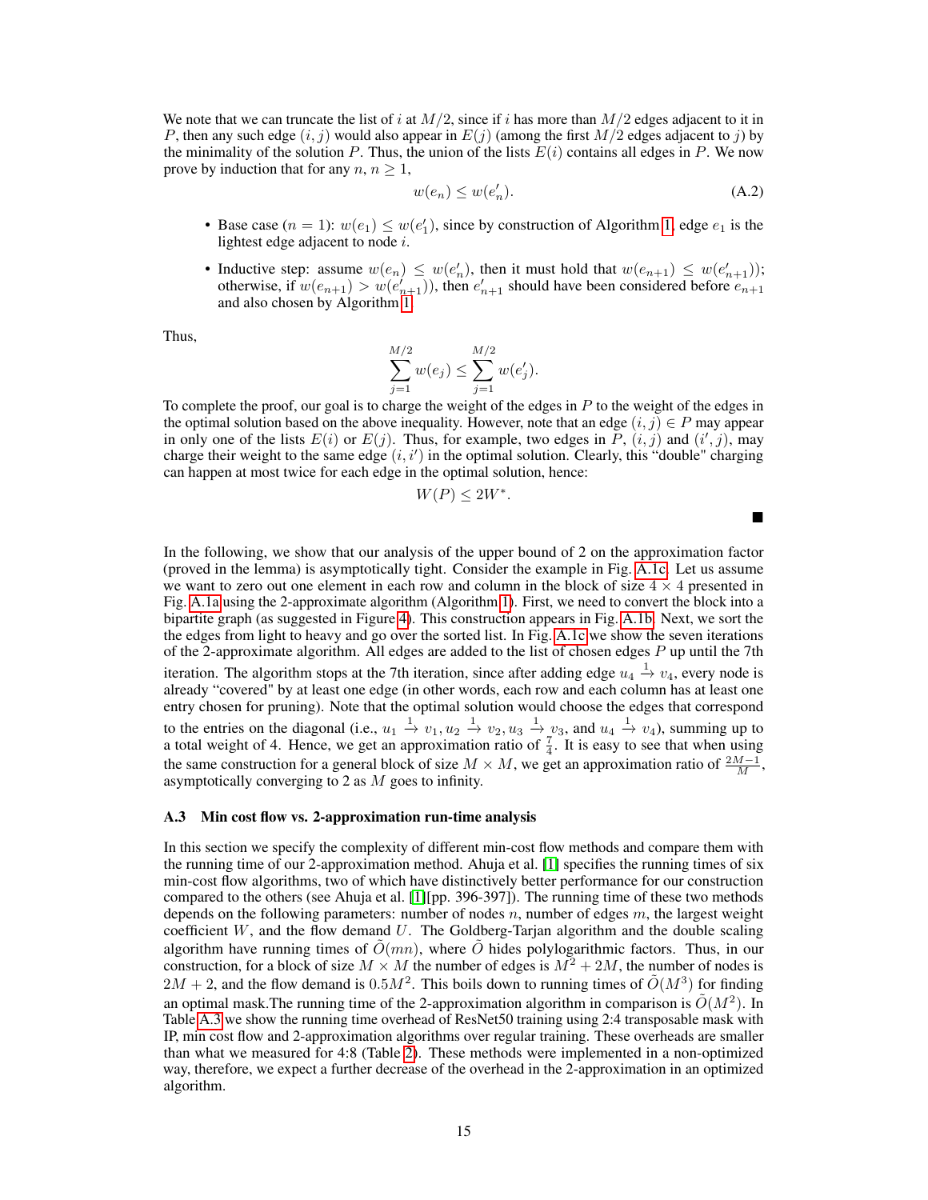We note that we can truncate the list of $i$ at $M/2$, since if $i$ has more than $M/2$ edges adjacent to it in $P$, then any such edge $(i, j)$ would also appear in $E(j)$ (among the first $M/2$ edges adjacent to $j$) by the minimality of the solution $P$. Thus, the union of the lists $E(i)$ contains all edges in $P$. We now prove by induction that for any $n$, $n \geq 1$,

$$w(e_n) \leq w(e'_n). \tag{A.2}$$

- Base case ($n = 1$): $w(e_1) \leq w(e'_1)$, since by construction of Algorithm 1, edge $e_1$ is the lightest edge adjacent to node $i$.
- Inductive step: assume $w(e_n) \leq w(e'_n)$, then it must hold that $w(e_{n+1}) \leq w(e'_{n+1})$); otherwise, if $w(e_{n+1}) > w(e'_{n+1})$), then $e'_{n+1}$ should have been considered before $e_{n+1}$ and also chosen by Algorithm 1.

Thus,

$$\sum_{j=1}^{M/2} w(e_j) \leq \sum_{j=1}^{M/2} w(e'_j).$$

To complete the proof, our goal is to charge the weight of the edges in $P$ to the weight of the edges in the optimal solution based on the above inequality. However, note that an edge $(i, j) \in P$ may appear in only one of the lists $E(i)$ or $E(j)$. Thus, for example, two edges in $P$, $(i, j)$ and $(i', j)$, may charge their weight to the same edge $(i, i')$ in the optimal solution. Clearly, this "double" charging can happen at most twice for each edge in the optimal solution, hence:

$$W(P) \leq 2W^*.$$

■

In the following, we show that our analysis of the upper bound of 2 on the approximation factor (proved in the lemma) is asymptotically tight. Consider the example in Fig. A.1c. Let us assume we want to zero out one element in each row and column in the block of size $4 \times 4$ presented in Fig. A.1a using the 2-approximate algorithm (Algorithm 1). First, we need to convert the block into a bipartite graph (as suggested in Figure 4). This construction appears in Fig. A.1b. Next, we sort the the edges from light to heavy and go over the sorted list. In Fig. A.1c we show the seven iterations of the 2-approximate algorithm. All edges are added to the list of chosen edges $P$ up until the 7th iteration. The algorithm stops at the 7th iteration, since after adding edge $u_4 \xrightarrow{1} v_4$, every node is already "covered" by at least one edge (in other words, each row and each column has at least one entry chosen for pruning). Note that the optimal solution would choose the edges that correspond to the entries on the diagonal (i.e., $u_1 \xrightarrow{1} v_1, u_2 \xrightarrow{1} v_2, u_3 \xrightarrow{1} v_3$, and $u_4 \xrightarrow{1} v_4$), summing up to a total weight of 4. Hence, we get an approximation ratio of $\frac{7}{4}$. It is easy to see that when using the same construction for a general block of size $M \times M$, we get an approximation ratio of $\frac{2M-1}{M}$, asymptotically converging to 2 as $M$ goes to infinity.

### A.3 Min cost flow vs. 2-approximation run-time analysis

In this section we specify the complexity of different min-cost flow methods and compare them with the running time of our 2-approximation method. Ahuja et al. [1] specifies the running times of six min-cost flow algorithms, two of which have distinctively better performance for our construction compared to the others (see Ahuja et al. [1][pp. 396-397]). The running time of these two methods depends on the following parameters: number of nodes $n$, number of edges $m$, the largest weight coefficient $W$, and the flow demand $U$. The Goldberg-Tarjan algorithm and the double scaling algorithm have running times of $\tilde{O}(mn)$, where $\tilde{O}$ hides polylogarithmic factors. Thus, in our construction, for a block of size $M \times M$ the number of edges is $M^2 + 2M$, the number of nodes is $2M + 2$, and the flow demand is $0.5M^2$. This boils down to running times of $\tilde{O}(M^3)$ for finding an optimal mask.The running time of the 2-approximation algorithm in comparison is $\tilde{O}(M^2)$. In Table A.3 we show the running time overhead of ResNet50 training using 2:4 transposable mask with IP, min cost flow and 2-approximation algorithms over regular training. These overheads are smaller than what we measured for 4:8 (Table 2). These methods were implemented in a non-optimized way, therefore, we expect a further decrease of the overhead in the 2-approximation in an optimized algorithm.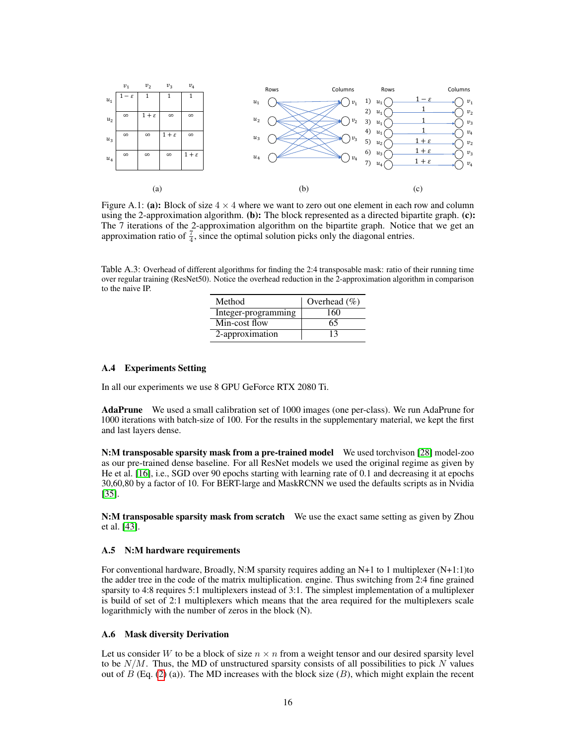| | $v_1$ | $v_2$ | $v_3$ | $v_4$ |
|---|---|---|---|---|
| $u_1$ | $1-\varepsilon$ | 1 | 1 | 1 |
| $u_2$ | $\infty$ | $1+\varepsilon$ | $\infty$ | $\infty$ |
| $u_3$ | $\infty$ | $\infty$ | $1+\varepsilon$ | $\infty$ |
| $u_4$ | $\infty$ | $\infty$ | $\infty$ | $1+\varepsilon$ |

(a)

Rows

Columns

$u_1$ $u_2$ $u_3$ $u_4$

$v_1$ $v_2$ $v_3$ $v_4$

(b)

Rows

Columns

1) $u_1$ — $1-\varepsilon$ — $v_1$

2) $u_1$ — 1 — $v_2$

3) $u_1$ — 1 — $v_3$

4) $u_1$ — 1 — $v_4$

5) $u_2$ — $1+\varepsilon$ — $v_2$

6) $u_3$ — $1+\varepsilon$ — $v_3$

7) $u_4$ — $1+\varepsilon$ — $v_4$

(c)

Figure A.1: **(a):** Block of size $4 \times 4$ where we want to zero out one element in each row and column using the 2-approximation algorithm. **(b):** The block represented as a directed bipartite graph. **(c):** The 7 iterations of the 2-approximation algorithm on the bipartite graph. Notice that we get an approximation ratio of $\frac{7}{4}$, since the optimal solution picks only the diagonal entries.

Table A.3: Overhead of different algorithms for finding the 2:4 transposable mask: ratio of their running time over regular training (ResNet50). Notice the overhead reduction in the 2-approximation algorithm in comparison to the naive IP.

| Method | Overhead (%) |
|---|---|
| Integer-programming | 160 |
| Min-cost flow | 65 |
| 2-approximation | 13 |

### A.4 Experiments Setting

In all our experiments we use 8 GPU GeForce RTX 2080 Ti.

**AdaPrune** We used a small calibration set of 1000 images (one per-class). We run AdaPrune for 1000 iterations with batch-size of 100. For the results in the supplementary material, we kept the first and last layers dense.

**N:M transposable sparsity mask from a pre-trained model** We used torchvison [28] model-zoo as our pre-trained dense baseline. For all ResNet models we used the original regime as given by He et al. [16], i.e., SGD over 90 epochs starting with learning rate of 0.1 and decreasing it at epochs 30,60,80 by a factor of 10. For BERT-large and MaskRCNN we used the defaults scripts as in Nvidia [35].

**N:M transposable sparsity mask from scratch** We use the exact same setting as given by Zhou et al. [43].

### A.5 N:M hardware requirements

For conventional hardware, Broadly, N:M sparsity requires adding an N+1 to 1 multiplexer (N+1:1)to the adder tree in the code of the matrix multiplication. engine. Thus switching from 2:4 fine grained sparsity to 4:8 requires 5:1 multiplexers instead of 3:1. The simplest implementation of a multiplexer is build of set of 2:1 multiplexers which means that the area required for the multiplexers scale logarithmicly with the number of zeros in the block (N).

### A.6 Mask diversity Derivation

Let us consider $W$ to be a block of size $n \times n$ from a weight tensor and our desired sparsity level to be $N/M$. Thus, the MD of unstructured sparsity consists of all possibilities to pick $N$ values out of $B$ (Eq. (2) (a)). The MD increases with the block size ($B$), which might explain the recent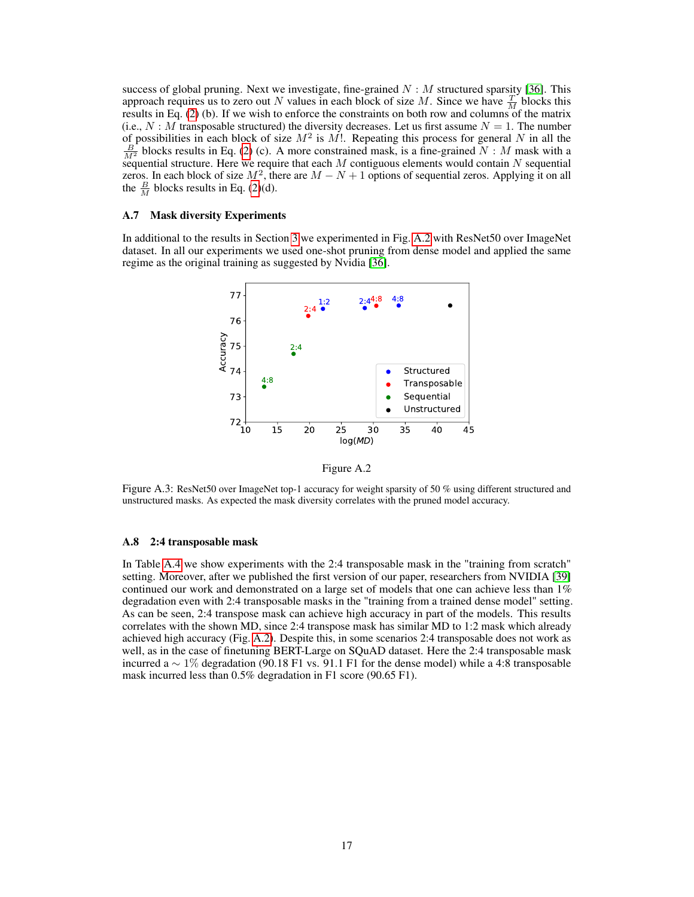success of global pruning. Next we investigate, fine-grained $N:M$ structured sparsity [36]. This approach requires us to zero out $N$ values in each block of size $M$. Since we have $\frac{T}{M}$ blocks this results in Eq. (2) (b). If we wish to enforce the constraints on both row and columns of the matrix (i.e., $N:M$ transposable structured) the diversity decreases. Let us first assume $N=1$. The number of possibilities in each block of size $M^2$ is $M!$. Repeating this process for general $N$ in all the $\frac{B}{M^2}$ blocks results in Eq. (2) (c). A more constrained mask, is a fine-grained $N:M$ mask with a sequential structure. Here we require that each $M$ contiguous elements would contain $N$ sequential zeros. In each block of size $M^2$, there are $M-N+1$ options of sequential zeros. Applying it on all the $\frac{B}{M}$ blocks results in Eq. (2)(d).

### A.7 Mask diversity Experiments

In additional to the results in Section 3 we experimented in Fig. A.2 with ResNet50 over ImageNet dataset. In all our experiments we used one-shot pruning from dense model and applied the same regime as the original training as suggested by Nvidia [36].

Accuracy
77
76
75
74
73
72
10 15 20 25 30 35 40 45
log(*MD*)
1:2
2:4
4:8
2:4
4:8
2:4
4:8
Structured
Transposable
Sequential
Unstructured

Figure A.2

Figure A.3: ResNet50 over ImageNet top-1 accuracy for weight sparsity of 50 % using different structured and unstructured masks. As expected the mask diversity correlates with the pruned model accuracy.

### A.8 2:4 transposable mask

In Table A.4 we show experiments with the 2:4 transposable mask in the "training from scratch" setting. Moreover, after we published the first version of our paper, researchers from NVIDIA [39] continued our work and demonstrated on a large set of models that one can achieve less than 1% degradation even with 2:4 transposable masks in the "training from a trained dense model" setting. As can be seen, 2:4 transpose mask can achieve high accuracy in part of the models. This results correlates with the shown MD, since 2:4 transpose mask has similar MD to 1:2 mask which already achieved high accuracy (Fig. A.2). Despite this, in some scenarios 2:4 transposable does not work as well, as in the case of finetuning BERT-Large on SQuAD dataset. Here the 2:4 transposable mask incurred a $\sim 1\%$ degradation (90.18 F1 vs. 91.1 F1 for the dense model) while a 4:8 transposable mask incurred less than 0.5% degradation in F1 score (90.65 F1).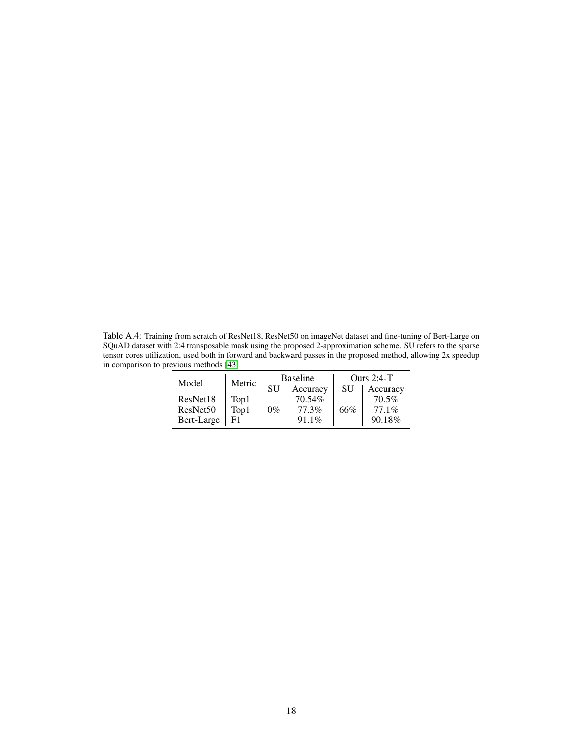Table A.4: Training from scratch of ResNet18, ResNet50 on imageNet dataset and fine-tuning of Bert-Large on SQuAD dataset with 2:4 transposable mask using the proposed 2-approximation scheme. SU refers to the sparse tensor cores utilization, used both in forward and backward passes in the proposed method, allowing 2x speedup in comparison to previous methods [43]

| Model | Metric | Baseline | | Ours 2:4-T | |
|---|---|---|---|---|---|
| | | SU | Accuracy | SU | Accuracy |
| ResNet18 | Top1 | 0% | 70.54% | 66% | 70.5% |
| ResNet50 | Top1 | | 77.3% | | 77.1% |
| Bert-Large | F1 | | 91.1% | | 90.18% |